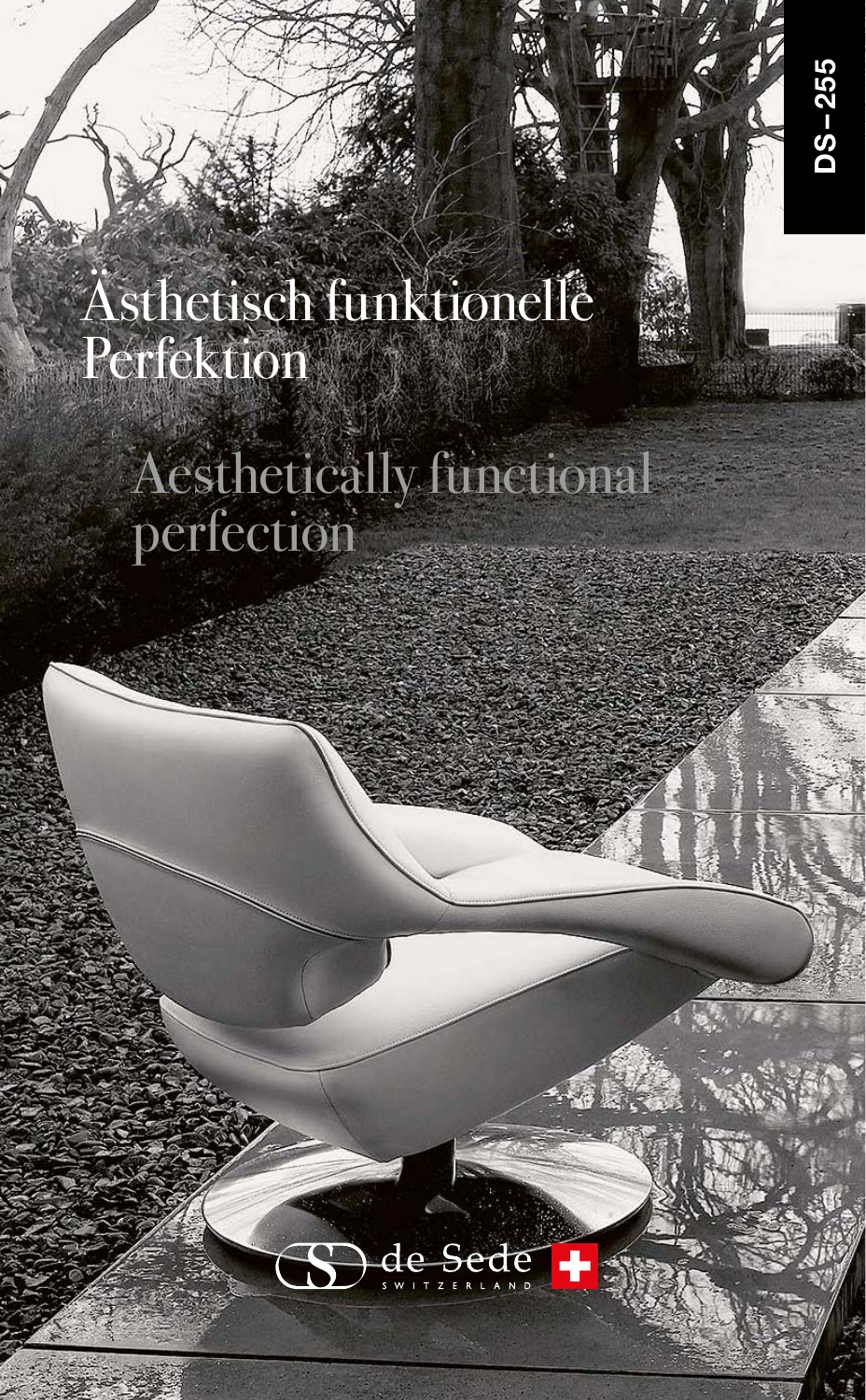DS–255

# Ästhetisch funktionelle Perfektion

# Aesthetically functional perfection

de Sede SWITZERLAND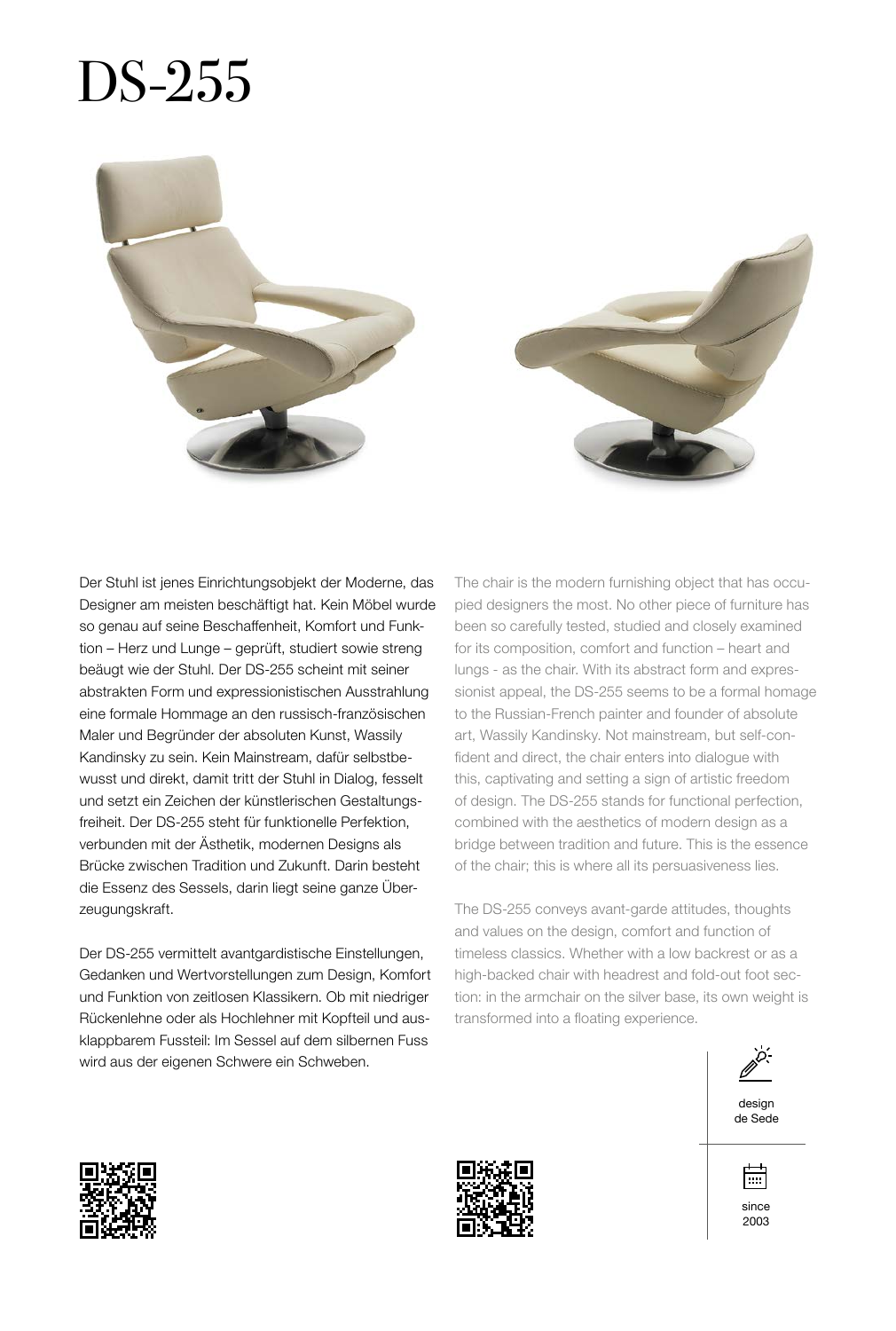# DS-255

Der Stuhl ist jenes Einrichtungsobjekt der Moderne, das Designer am meisten beschäftigt hat. Kein Möbel wurde so genau auf seine Beschaffenheit, Komfort und Funktion – Herz und Lunge – geprüft, studiert sowie streng beäugt wie der Stuhl. Der DS-255 scheint mit seiner abstrakten Form und expressionistischen Ausstrahlung eine formale Hommage an den russisch-französischen Maler und Begründer der absoluten Kunst, Wassily Kandinsky zu sein. Kein Mainstream, dafür selbstbewusst und direkt, damit tritt der Stuhl in Dialog, fesselt und setzt ein Zeichen der künstlerischen Gestaltungsfreiheit. Der DS-255 steht für funktionelle Perfektion, verbunden mit der Ästhetik, modernen Designs als Brücke zwischen Tradition und Zukunft. Darin besteht die Essenz des Sessels, darin liegt seine ganze Überzeugungskraft.

Der DS-255 vermittelt avantgardistische Einstellungen, Gedanken und Wertvorstellungen zum Design, Komfort und Funktion von zeitlosen Klassikern. Ob mit niedriger Rückenlehne oder als Hochlehner mit Kopfteil und ausklappbarem Fussteil: Im Sessel auf dem silbernen Fuss wird aus der eigenen Schwere ein Schweben.

The chair is the modern furnishing object that has occupied designers the most. No other piece of furniture has been so carefully tested, studied and closely examined for its composition, comfort and function – heart and lungs - as the chair. With its abstract form and expressionist appeal, the DS-255 seems to be a formal homage to the Russian-French painter and founder of absolute art, Wassily Kandinsky. Not mainstream, but self-confident and direct, the chair enters into dialogue with this, captivating and setting a sign of artistic freedom of design. The DS-255 stands for functional perfection, combined with the aesthetics of modern design as a bridge between tradition and future. This is the essence of the chair; this is where all its persuasiveness lies.

The DS-255 conveys avant-garde attitudes, thoughts and values on the design, comfort and function of timeless classics. Whether with a low backrest or as a high-backed chair with headrest and fold-out foot section: in the armchair on the silver base, its own weight is transformed into a floating experience.

design de Sede

since 2003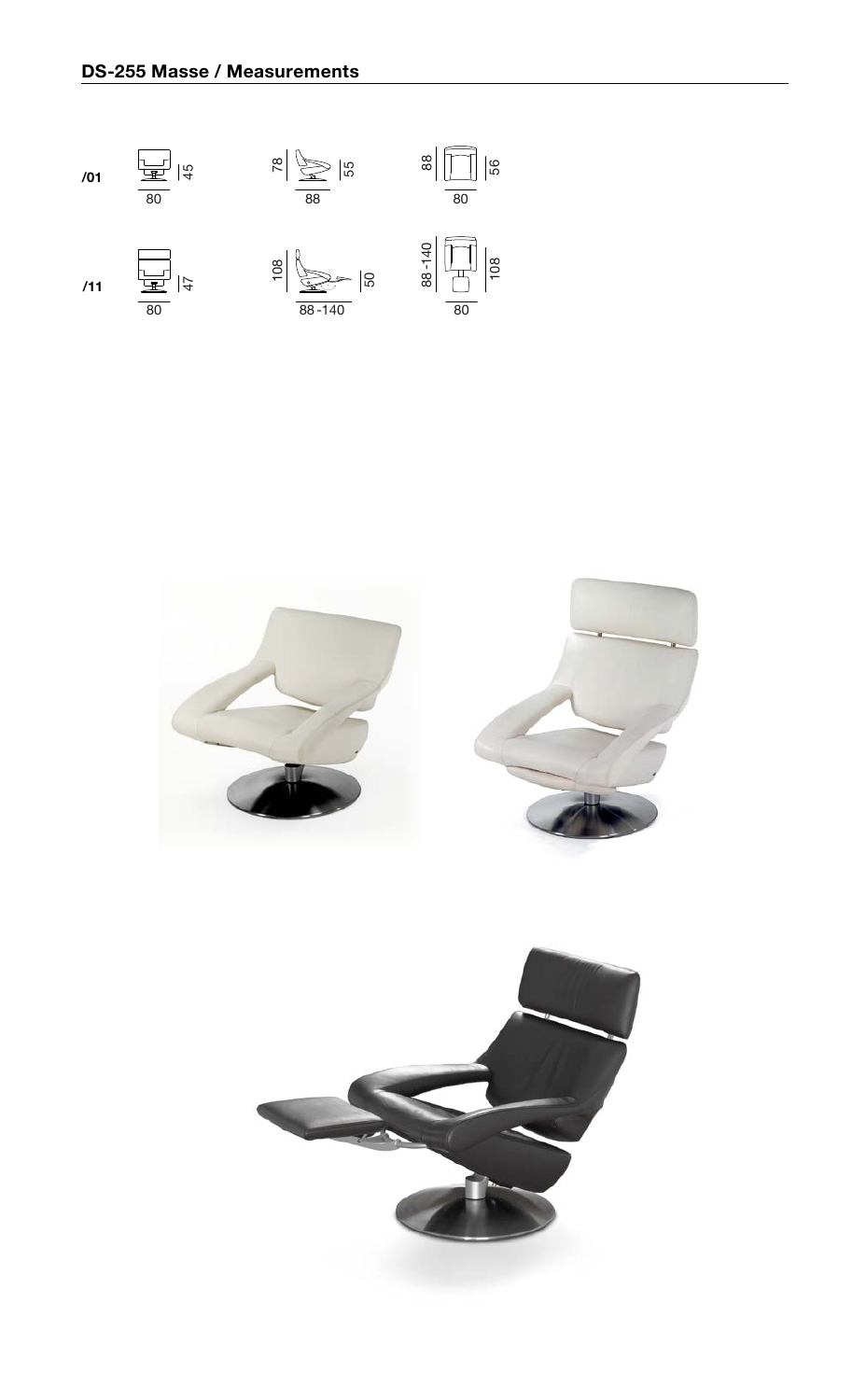## DS-255 Masse / Measurements

| | | | |
|---|---|---|---|
| /01 | 80 / 45 | 88 / 78 / 55 | 80 / 88 / 56 |
| /11 | 80 / 47 | 88-140 / 108 / 50 | 80 / 88-140 / 108 |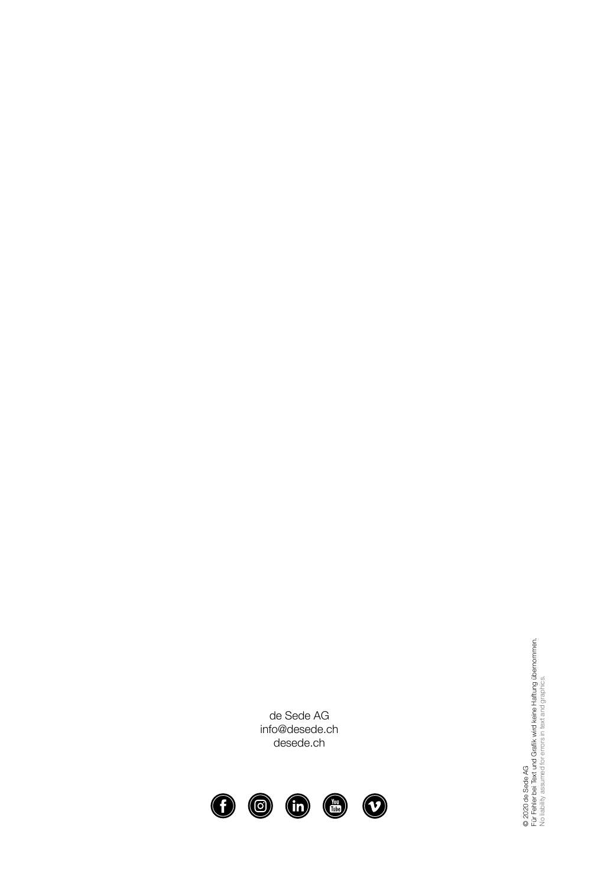de Sede AG
info@desede.ch
desede.ch

© 2020 de Sede AG
Für Fehler bei Text und Grafik wird keine Haftung übernommen.
No liability assumed for errors in text and graphics.